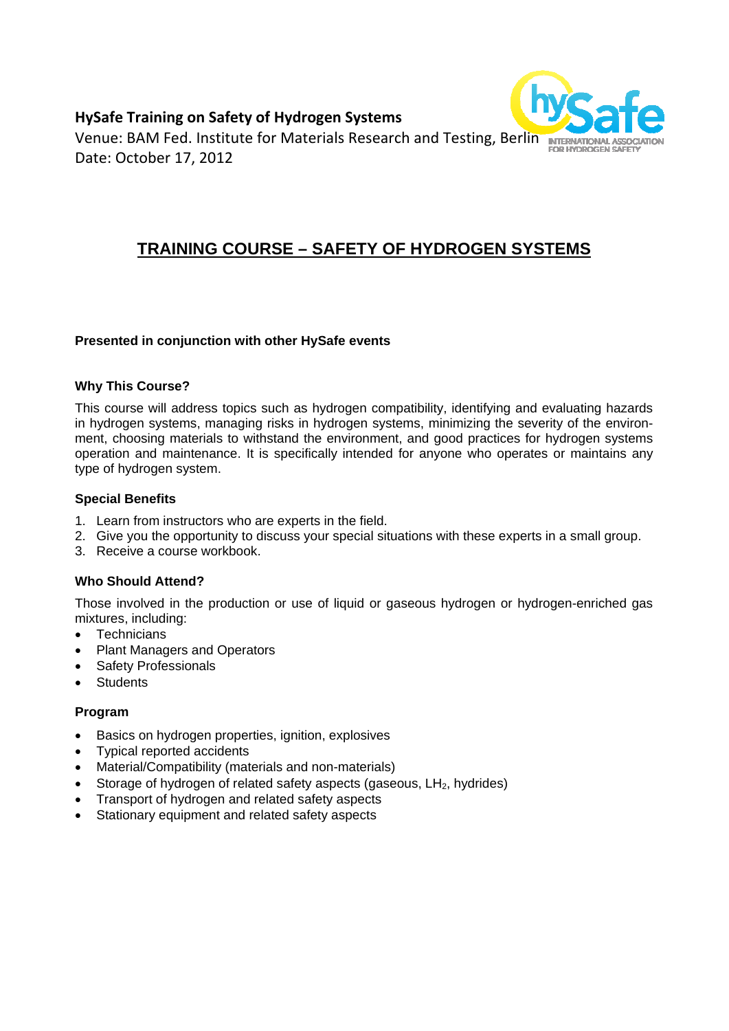**HySafe Training on Safety of Hydrogen Systems**
Venue: BAM Fed. Institute for Materials Research and Testing, Berlin
Date: October 17, 2012

# TRAINING COURSE – SAFETY OF HYDROGEN SYSTEMS

**Presented in conjunction with other HySafe events**

### Why This Course?

This course will address topics such as hydrogen compatibility, identifying and evaluating hazards in hydrogen systems, managing risks in hydrogen systems, minimizing the severity of the environment, choosing materials to withstand the environment, and good practices for hydrogen systems operation and maintenance. It is specifically intended for anyone who operates or maintains any type of hydrogen system.

### Special Benefits

1. Learn from instructors who are experts in the field.
2. Give you the opportunity to discuss your special situations with these experts in a small group.
3. Receive a course workbook.

### Who Should Attend?

Those involved in the production or use of liquid or gaseous hydrogen or hydrogen-enriched gas mixtures, including:

- Technicians
- Plant Managers and Operators
- Safety Professionals
- Students

### Program

- Basics on hydrogen properties, ignition, explosives
- Typical reported accidents
- Material/Compatibility (materials and non-materials)
- Storage of hydrogen of related safety aspects (gaseous, $LH_2$, hydrides)
- Transport of hydrogen and related safety aspects
- Stationary equipment and related safety aspects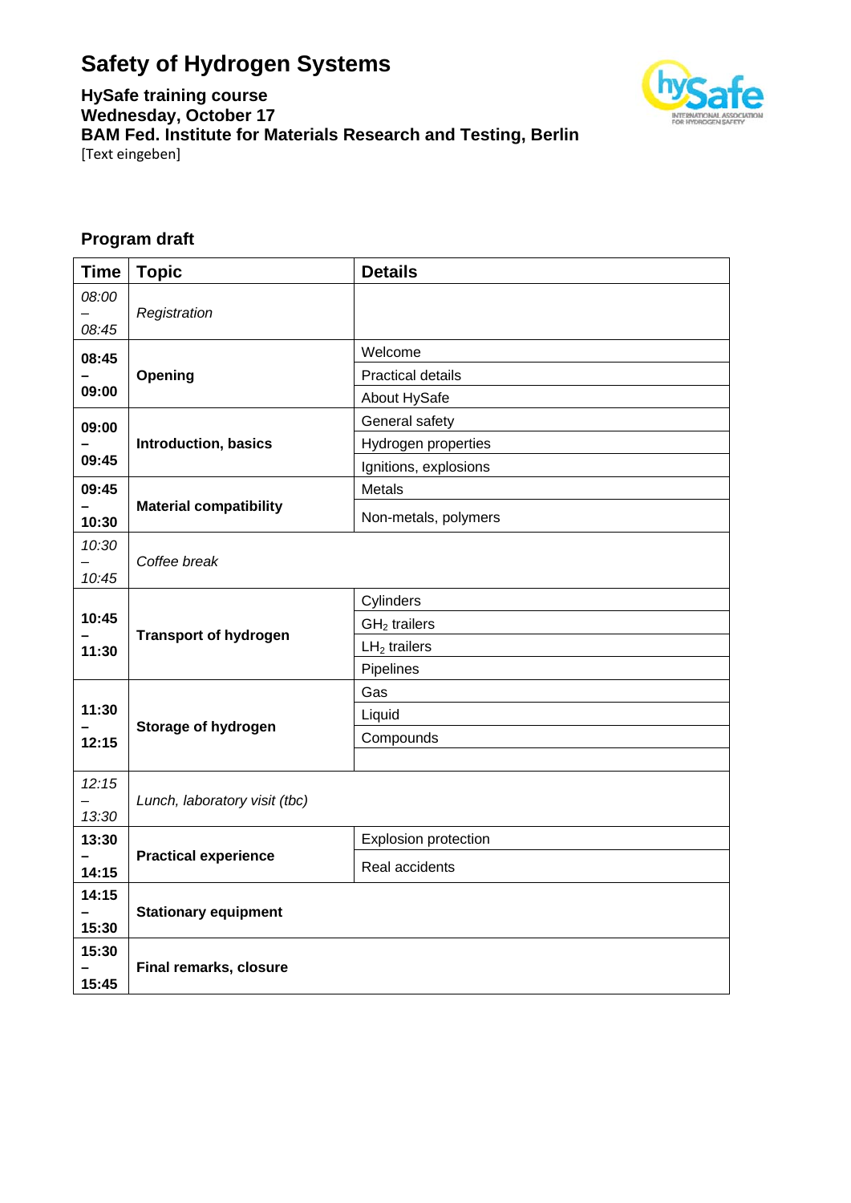# Safety of Hydrogen Systems

**HySafe training course**
**Wednesday, October 17**
**BAM Fed. Institute for Materials Research and Testing, Berlin**
[Text eingeben]

## Program draft

| Time | Topic | Details |
|---|---|---|
| *08:00 – 08:45* | *Registration* | |
| **08:45 – 09:00** | **Opening** | Welcome |
| | | Practical details |
| | | About HySafe |
| **09:00 – 09:45** | **Introduction, basics** | General safety |
| | | Hydrogen properties |
| | | Ignitions, explosions |
| **09:45 – 10:30** | **Material compatibility** | Metals |
| | | Non-metals, polymers |
| *10:30 – 10:45* | *Coffee break* | |
| **10:45 – 11:30** | **Transport of hydrogen** | Cylinders |
| | | $GH_2$ trailers |
| | | $LH_2$ trailers |
| | | Pipelines |
| **11:30 – 12:15** | **Storage of hydrogen** | Gas |
| | | Liquid |
| | | Compounds |
| | | |
| *12:15 – 13:30* | *Lunch, laboratory visit (tbc)* | |
| **13:30 – 14:15** | **Practical experience** | Explosion protection |
| | | Real accidents |
| **14:15 – 15:30** | **Stationary equipment** | |
| **15:30 – 15:45** | **Final remarks, closure** | |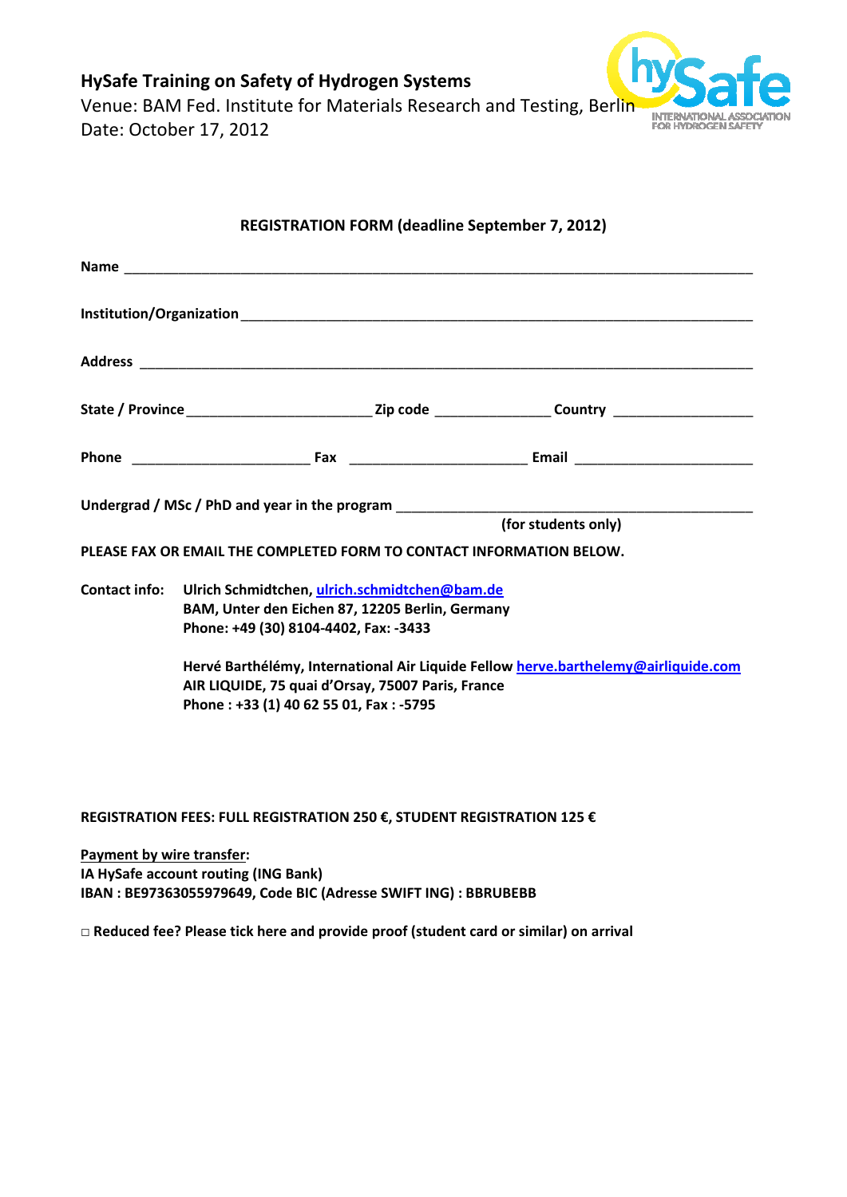## HySafe Training on Safety of Hydrogen Systems

Venue: BAM Fed. Institute for Materials Research and Testing, Berlin
Date: October 17, 2012

INTERNATIONAL ASSOCIATION FOR HYDROGEN SAFETY

### REGISTRATION FORM (deadline September 7, 2012)

**Name** ______________________________________________________________________________

**Institution/Organization** ______________________________________________________________

**Address** ____________________________________________________________________________

**State / Province** ______________________ **Zip code** ______________ **Country** _________________

**Phone** ______________________ **Fax** ______________________ **Email** ______________________

**Undergrad / MSc / PhD and year in the program** ____________________________________________
**(for students only)**

**PLEASE FAX OR EMAIL THE COMPLETED FORM TO CONTACT INFORMATION BELOW.**

**Contact info:**

**Ulrich Schmidtchen, ulrich.schmidtchen@bam.de**
**BAM, Unter den Eichen 87, 12205 Berlin, Germany**
**Phone: +49 (30) 8104-4402, Fax: -3433**

**Hervé Barthélémy, International Air Liquide Fellow herve.barthelemy@airliquide.com**
**AIR LIQUIDE, 75 quai d'Orsay, 75007 Paris, France**
**Phone : +33 (1) 40 62 55 01, Fax : -5795**

**REGISTRATION FEES: FULL REGISTRATION 250 €, STUDENT REGISTRATION 125 €**

**Payment by wire transfer:**
**IA HySafe account routing (ING Bank)**
**IBAN : BE97363055979649, Code BIC (Adresse SWIFT ING) : BBRUBEBB**

**□ Reduced fee? Please tick here and provide proof (student card or similar) on arrival**